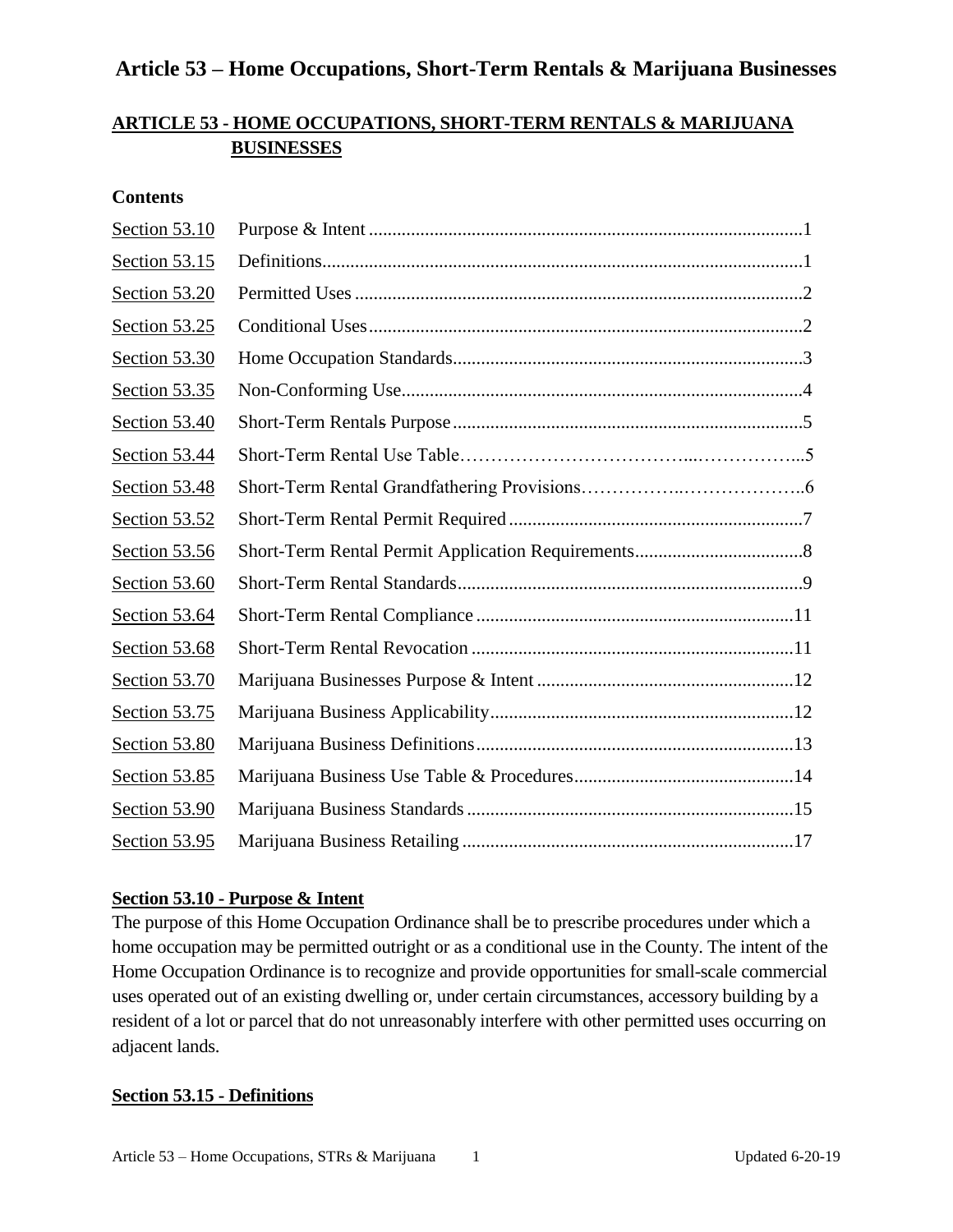# Article 53 – Home Occupations, Short-Term Rentals & Marijuana Businesses

## ARTICLE 53 - HOME OCCUPATIONS, SHORT-TERM RENTALS & MARIJUANA BUSINESSES

**Contents**

| | | |
|---|---|---|
| Section 53.10 | Purpose & Intent | 1 |
| Section 53.15 | Definitions | 1 |
| Section 53.20 | Permitted Uses | 2 |
| Section 53.25 | Conditional Uses | 2 |
| Section 53.30 | Home Occupation Standards | 3 |
| Section 53.35 | Non-Conforming Use | 4 |
| Section 53.40 | Short-Term Rentals Purpose | 5 |
| Section 53.44 | Short-Term Rental Use Table | 5 |
| Section 53.48 | Short-Term Rental Grandfathering Provisions | 6 |
| Section 53.52 | Short-Term Rental Permit Required | 7 |
| Section 53.56 | Short-Term Rental Permit Application Requirements | 8 |
| Section 53.60 | Short-Term Rental Standards | 9 |
| Section 53.64 | Short-Term Rental Compliance | 11 |
| Section 53.68 | Short-Term Rental Revocation | 11 |
| Section 53.70 | Marijuana Businesses Purpose & Intent | 12 |
| Section 53.75 | Marijuana Business Applicability | 12 |
| Section 53.80 | Marijuana Business Definitions | 13 |
| Section 53.85 | Marijuana Business Use Table & Procedures | 14 |
| Section 53.90 | Marijuana Business Standards | 15 |
| Section 53.95 | Marijuana Business Retailing | 17 |

### Section 53.10 - Purpose & Intent

The purpose of this Home Occupation Ordinance shall be to prescribe procedures under which a home occupation may be permitted outright or as a conditional use in the County. The intent of the Home Occupation Ordinance is to recognize and provide opportunities for small-scale commercial uses operated out of an existing dwelling or, under certain circumstances, accessory building by a resident of a lot or parcel that do not unreasonably interfere with other permitted uses occurring on adjacent lands.

### Section 53.15 - Definitions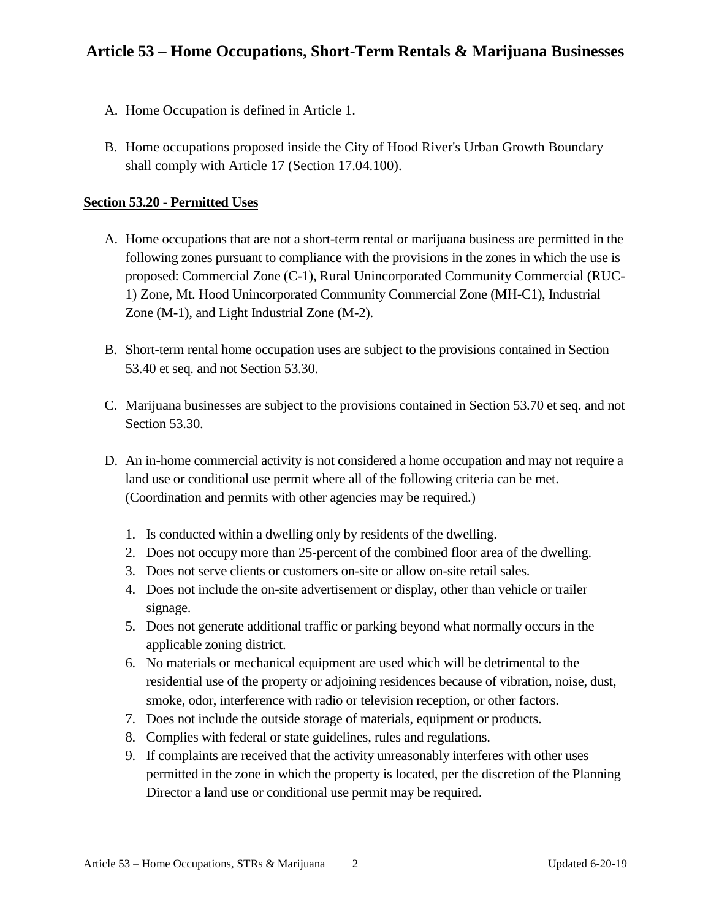A. Home Occupation is defined in Article 1.

B. Home occupations proposed inside the City of Hood River's Urban Growth Boundary shall comply with Article 17 (Section 17.04.100).

## Section 53.20 - Permitted Uses

A. Home occupations that are not a short-term rental or marijuana business are permitted in the following zones pursuant to compliance with the provisions in the zones in which the use is proposed: Commercial Zone (C-1), Rural Unincorporated Community Commercial (RUC-1) Zone, Mt. Hood Unincorporated Community Commercial Zone (MH-C1), Industrial Zone (M-1), and Light Industrial Zone (M-2).

B. Short-term rental home occupation uses are subject to the provisions contained in Section 53.40 et seq. and not Section 53.30.

C. Marijuana businesses are subject to the provisions contained in Section 53.70 et seq. and not Section 53.30.

D. An in-home commercial activity is not considered a home occupation and may not require a land use or conditional use permit where all of the following criteria can be met. (Coordination and permits with other agencies may be required.)

   1. Is conducted within a dwelling only by residents of the dwelling.
   2. Does not occupy more than 25-percent of the combined floor area of the dwelling.
   3. Does not serve clients or customers on-site or allow on-site retail sales.
   4. Does not include the on-site advertisement or display, other than vehicle or trailer signage.
   5. Does not generate additional traffic or parking beyond what normally occurs in the applicable zoning district.
   6. No materials or mechanical equipment are used which will be detrimental to the residential use of the property or adjoining residences because of vibration, noise, dust, smoke, odor, interference with radio or television reception, or other factors.
   7. Does not include the outside storage of materials, equipment or products.
   8. Complies with federal or state guidelines, rules and regulations.
   9. If complaints are received that the activity unreasonably interferes with other uses permitted in the zone in which the property is located, per the discretion of the Planning Director a land use or conditional use permit may be required.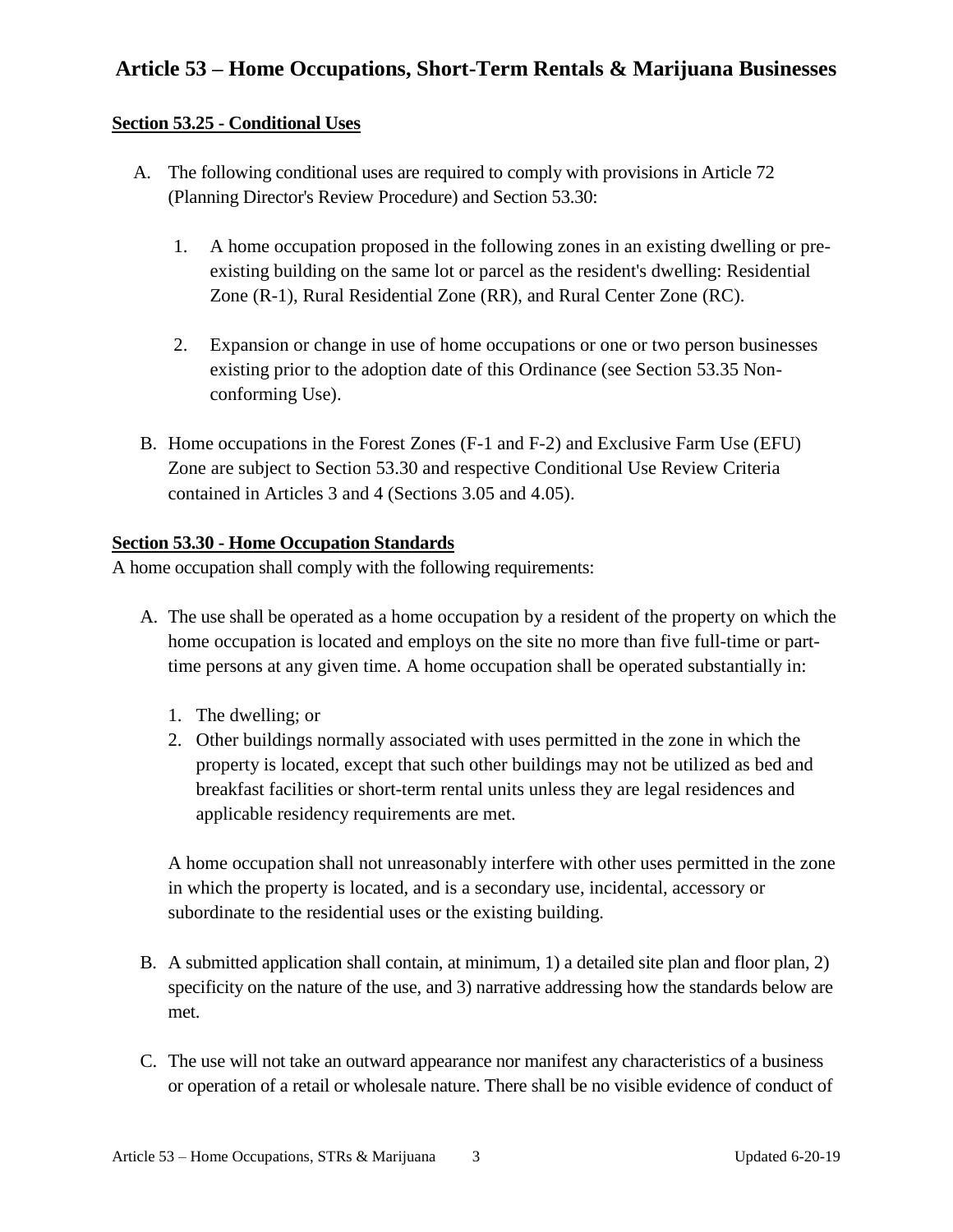# Article 53 – Home Occupations, Short-Term Rentals & Marijuana Businesses

**Section 53.25 - Conditional Uses**

A. The following conditional uses are required to comply with provisions in Article 72 (Planning Director's Review Procedure) and Section 53.30:

   1. A home occupation proposed in the following zones in an existing dwelling or pre-existing building on the same lot or parcel as the resident's dwelling: Residential Zone (R-1), Rural Residential Zone (RR), and Rural Center Zone (RC).

   2. Expansion or change in use of home occupations or one or two person businesses existing prior to the adoption date of this Ordinance (see Section 53.35 Non-conforming Use).

B. Home occupations in the Forest Zones (F-1 and F-2) and Exclusive Farm Use (EFU) Zone are subject to Section 53.30 and respective Conditional Use Review Criteria contained in Articles 3 and 4 (Sections 3.05 and 4.05).

**Section 53.30 - Home Occupation Standards**

A home occupation shall comply with the following requirements:

A. The use shall be operated as a home occupation by a resident of the property on which the home occupation is located and employs on the site no more than five full-time or part-time persons at any given time. A home occupation shall be operated substantially in:

   1. The dwelling; or
   2. Other buildings normally associated with uses permitted in the zone in which the property is located, except that such other buildings may not be utilized as bed and breakfast facilities or short-term rental units unless they are legal residences and applicable residency requirements are met.

   A home occupation shall not unreasonably interfere with other uses permitted in the zone in which the property is located, and is a secondary use, incidental, accessory or subordinate to the residential uses or the existing building.

B. A submitted application shall contain, at minimum, 1) a detailed site plan and floor plan, 2) specificity on the nature of the use, and 3) narrative addressing how the standards below are met.

C. The use will not take an outward appearance nor manifest any characteristics of a business or operation of a retail or wholesale nature. There shall be no visible evidence of conduct of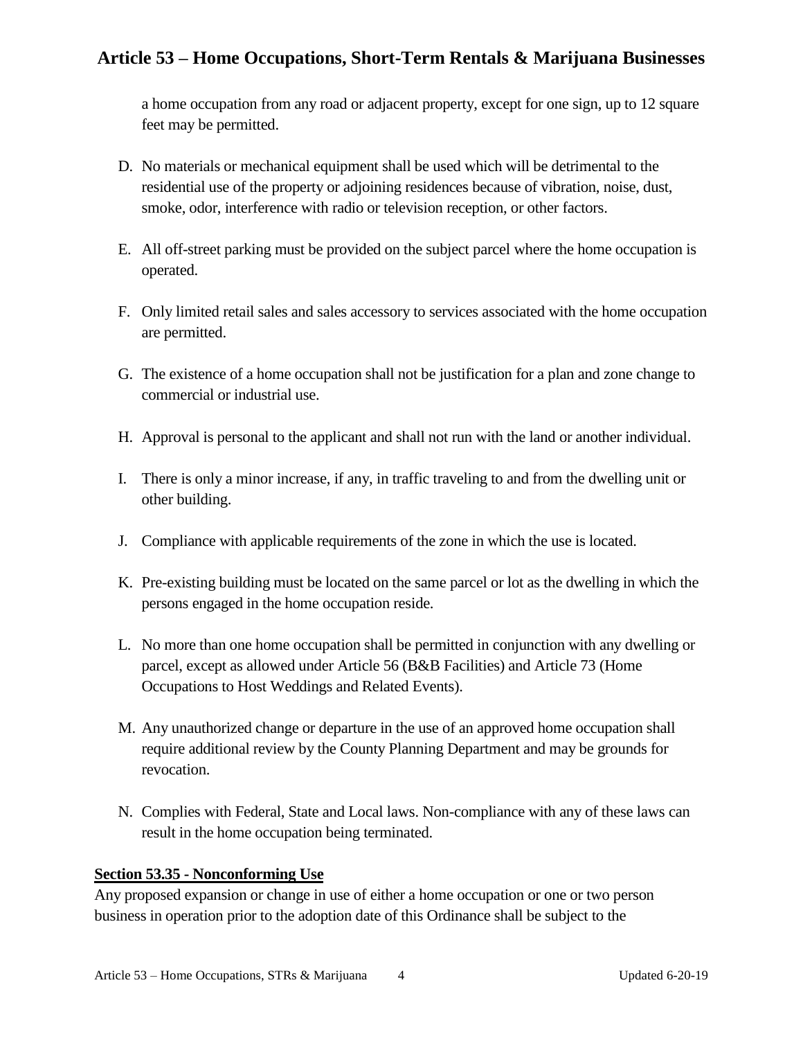a home occupation from any road or adjacent property, except for one sign, up to 12 square feet may be permitted.

D. No materials or mechanical equipment shall be used which will be detrimental to the residential use of the property or adjoining residences because of vibration, noise, dust, smoke, odor, interference with radio or television reception, or other factors.

E. All off-street parking must be provided on the subject parcel where the home occupation is operated.

F. Only limited retail sales and sales accessory to services associated with the home occupation are permitted.

G. The existence of a home occupation shall not be justification for a plan and zone change to commercial or industrial use.

H. Approval is personal to the applicant and shall not run with the land or another individual.

I. There is only a minor increase, if any, in traffic traveling to and from the dwelling unit or other building.

J. Compliance with applicable requirements of the zone in which the use is located.

K. Pre-existing building must be located on the same parcel or lot as the dwelling in which the persons engaged in the home occupation reside.

L. No more than one home occupation shall be permitted in conjunction with any dwelling or parcel, except as allowed under Article 56 (B&B Facilities) and Article 73 (Home Occupations to Host Weddings and Related Events).

M. Any unauthorized change or departure in the use of an approved home occupation shall require additional review by the County Planning Department and may be grounds for revocation.

N. Complies with Federal, State and Local laws. Non-compliance with any of these laws can result in the home occupation being terminated.

**Section 53.35 - Nonconforming Use**

Any proposed expansion or change in use of either a home occupation or one or two person business in operation prior to the adoption date of this Ordinance shall be subject to the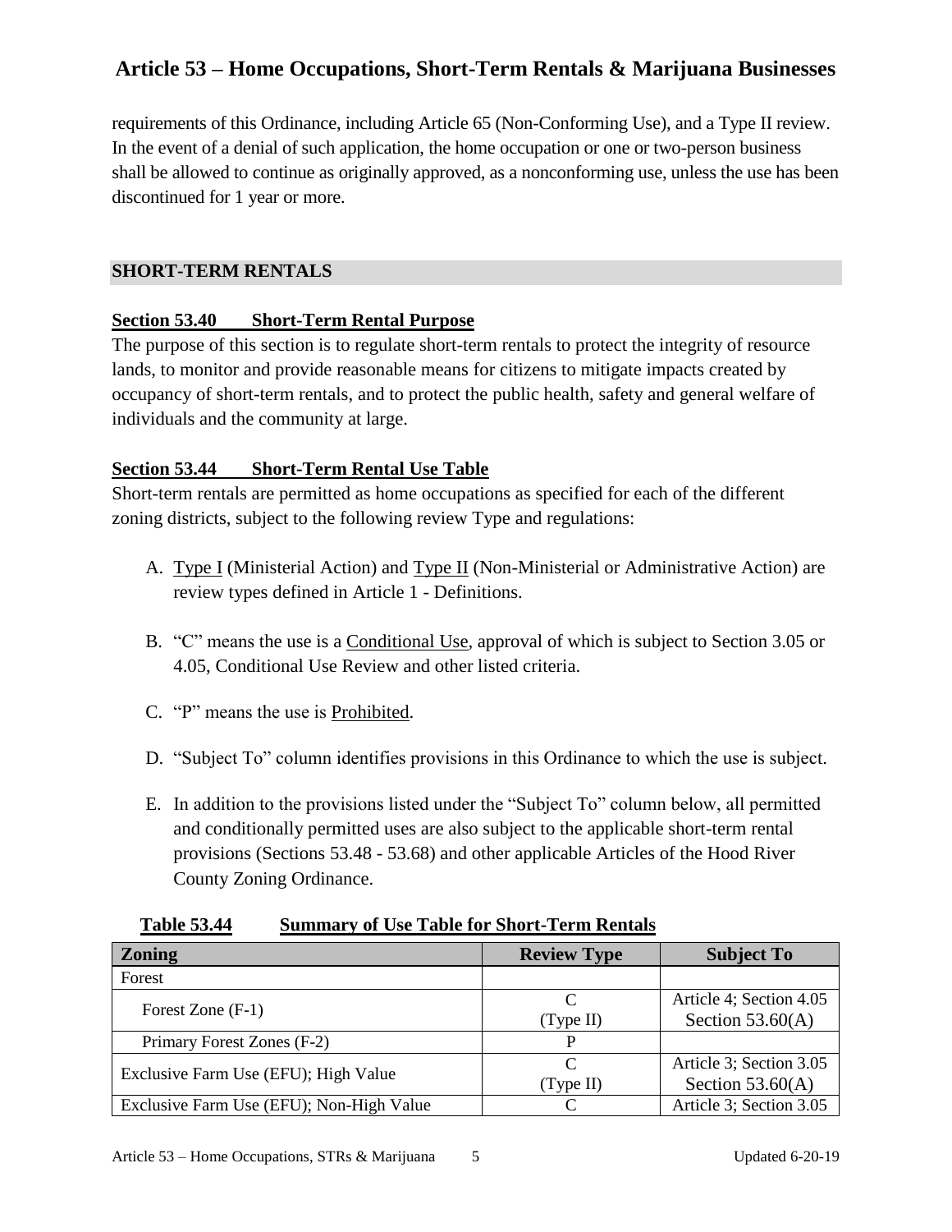requirements of this Ordinance, including Article 65 (Non-Conforming Use), and a Type II review. In the event of a denial of such application, the home occupation or one or two-person business shall be allowed to continue as originally approved, as a nonconforming use, unless the use has been discontinued for 1 year or more.

## SHORT-TERM RENTALS

### Section 53.40 Short-Term Rental Purpose

The purpose of this section is to regulate short-term rentals to protect the integrity of resource lands, to monitor and provide reasonable means for citizens to mitigate impacts created by occupancy of short-term rentals, and to protect the public health, safety and general welfare of individuals and the community at large.

### Section 53.44 Short-Term Rental Use Table

Short-term rentals are permitted as home occupations as specified for each of the different zoning districts, subject to the following review Type and regulations:

A. Type I (Ministerial Action) and Type II (Non-Ministerial or Administrative Action) are review types defined in Article 1 - Definitions.

B. "C" means the use is a Conditional Use, approval of which is subject to Section 3.05 or 4.05, Conditional Use Review and other listed criteria.

C. "P" means the use is Prohibited.

D. "Subject To" column identifies provisions in this Ordinance to which the use is subject.

E. In addition to the provisions listed under the "Subject To" column below, all permitted and conditionally permitted uses are also subject to the applicable short-term rental provisions (Sections 53.48 - 53.68) and other applicable Articles of the Hood River County Zoning Ordinance.

**Table 53.44 Summary of Use Table for Short-Term Rentals**

| Zoning | Review Type | Subject To |
|---|---|---|
| Forest | | |
| Forest Zone (F-1) | C (Type II) | Article 4; Section 4.05 Section 53.60(A) |
| Primary Forest Zones (F-2) | P | |
| Exclusive Farm Use (EFU); High Value | C (Type II) | Article 3; Section 3.05 Section 53.60(A) |
| Exclusive Farm Use (EFU); Non-High Value | C | Article 3; Section 3.05 |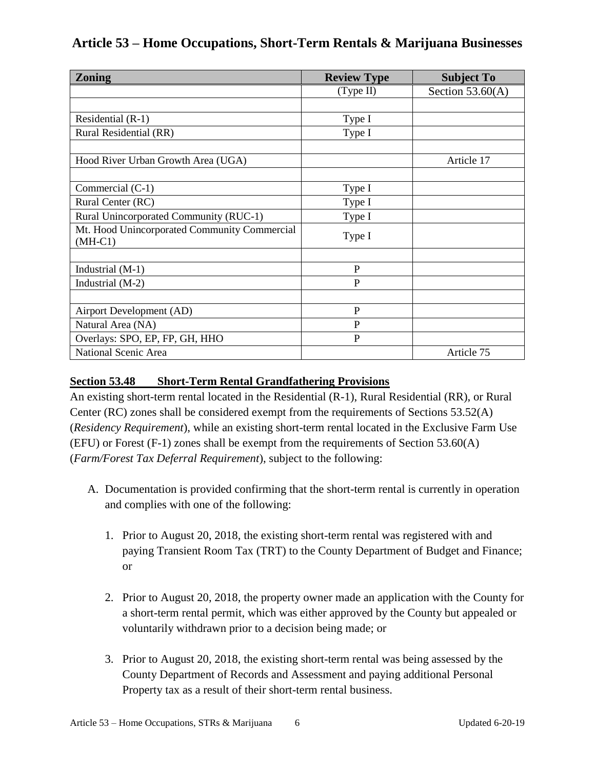## Article 53 – Home Occupations, Short-Term Rentals & Marijuana Businesses

| Zoning | Review Type | Subject To |
|---|---|---|
| | (Type II) | Section 53.60(A) |
| | | |
| Residential (R-1) | Type I | |
| Rural Residential (RR) | Type I | |
| | | |
| Hood River Urban Growth Area (UGA) | | Article 17 |
| | | |
| Commercial (C-1) | Type I | |
| Rural Center (RC) | Type I | |
| Rural Unincorporated Community (RUC-1) | Type I | |
| Mt. Hood Unincorporated Community Commercial (MH-C1) | Type I | |
| | | |
| Industrial (M-1) | P | |
| Industrial (M-2) | P | |
| | | |
| Airport Development (AD) | P | |
| Natural Area (NA) | P | |
| Overlays: SPO, EP, FP, GH, HHO | P | |
| National Scenic Area | | Article 75 |

**Section 53.48 Short-Term Rental Grandfathering Provisions**

An existing short-term rental located in the Residential (R-1), Rural Residential (RR), or Rural Center (RC) zones shall be considered exempt from the requirements of Sections 53.52(A) (*Residency Requirement*), while an existing short-term rental located in the Exclusive Farm Use (EFU) or Forest (F-1) zones shall be exempt from the requirements of Section 53.60(A) (*Farm/Forest Tax Deferral Requirement*), subject to the following:

A. Documentation is provided confirming that the short-term rental is currently in operation and complies with one of the following:

1. Prior to August 20, 2018, the existing short-term rental was registered with and paying Transient Room Tax (TRT) to the County Department of Budget and Finance; or

2. Prior to August 20, 2018, the property owner made an application with the County for a short-term rental permit, which was either approved by the County but appealed or voluntarily withdrawn prior to a decision being made; or

3. Prior to August 20, 2018, the existing short-term rental was being assessed by the County Department of Records and Assessment and paying additional Personal Property tax as a result of their short-term rental business.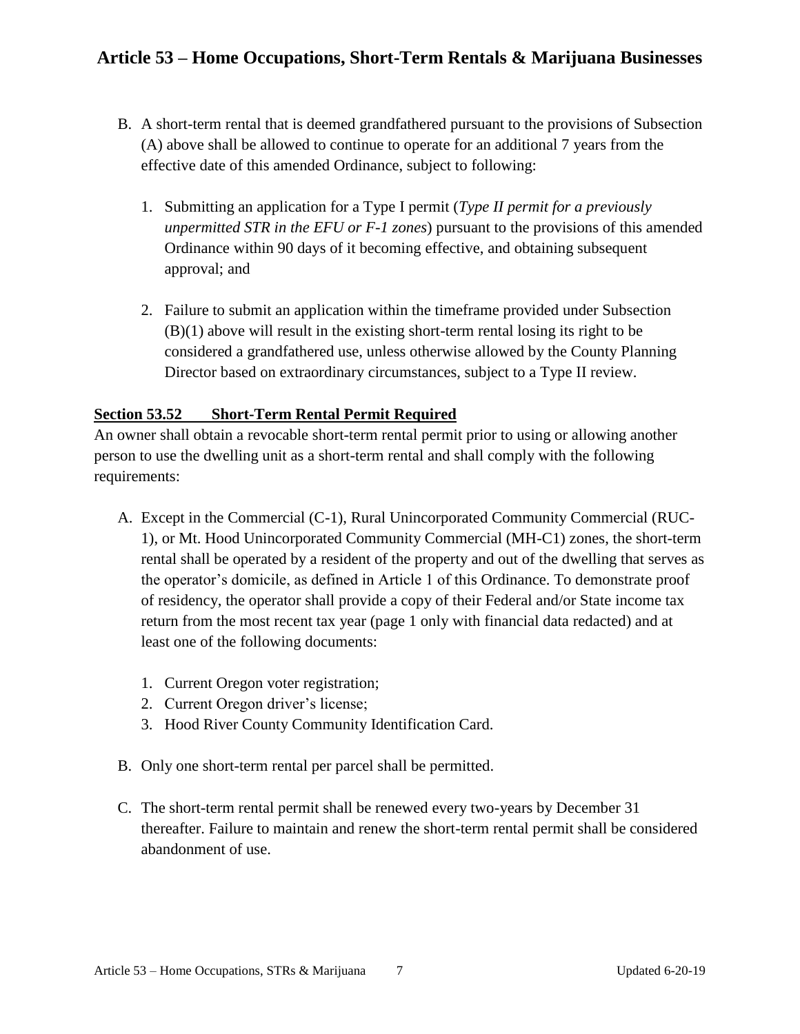B. A short-term rental that is deemed grandfathered pursuant to the provisions of Subsection (A) above shall be allowed to continue to operate for an additional 7 years from the effective date of this amended Ordinance, subject to following:

   1. Submitting an application for a Type I permit (*Type II permit for a previously unpermitted STR in the EFU or F-1 zones*) pursuant to the provisions of this amended Ordinance within 90 days of it becoming effective, and obtaining subsequent approval; and

   2. Failure to submit an application within the timeframe provided under Subsection (B)(1) above will result in the existing short-term rental losing its right to be considered a grandfathered use, unless otherwise allowed by the County Planning Director based on extraordinary circumstances, subject to a Type II review.

## Section 53.52 Short-Term Rental Permit Required

An owner shall obtain a revocable short-term rental permit prior to using or allowing another person to use the dwelling unit as a short-term rental and shall comply with the following requirements:

A. Except in the Commercial (C-1), Rural Unincorporated Community Commercial (RUC-1), or Mt. Hood Unincorporated Community Commercial (MH-C1) zones, the short-term rental shall be operated by a resident of the property and out of the dwelling that serves as the operator's domicile, as defined in Article 1 of this Ordinance. To demonstrate proof of residency, the operator shall provide a copy of their Federal and/or State income tax return from the most recent tax year (page 1 only with financial data redacted) and at least one of the following documents:

   1. Current Oregon voter registration;
   2. Current Oregon driver's license;
   3. Hood River County Community Identification Card.

B. Only one short-term rental per parcel shall be permitted.

C. The short-term rental permit shall be renewed every two-years by December 31 thereafter. Failure to maintain and renew the short-term rental permit shall be considered abandonment of use.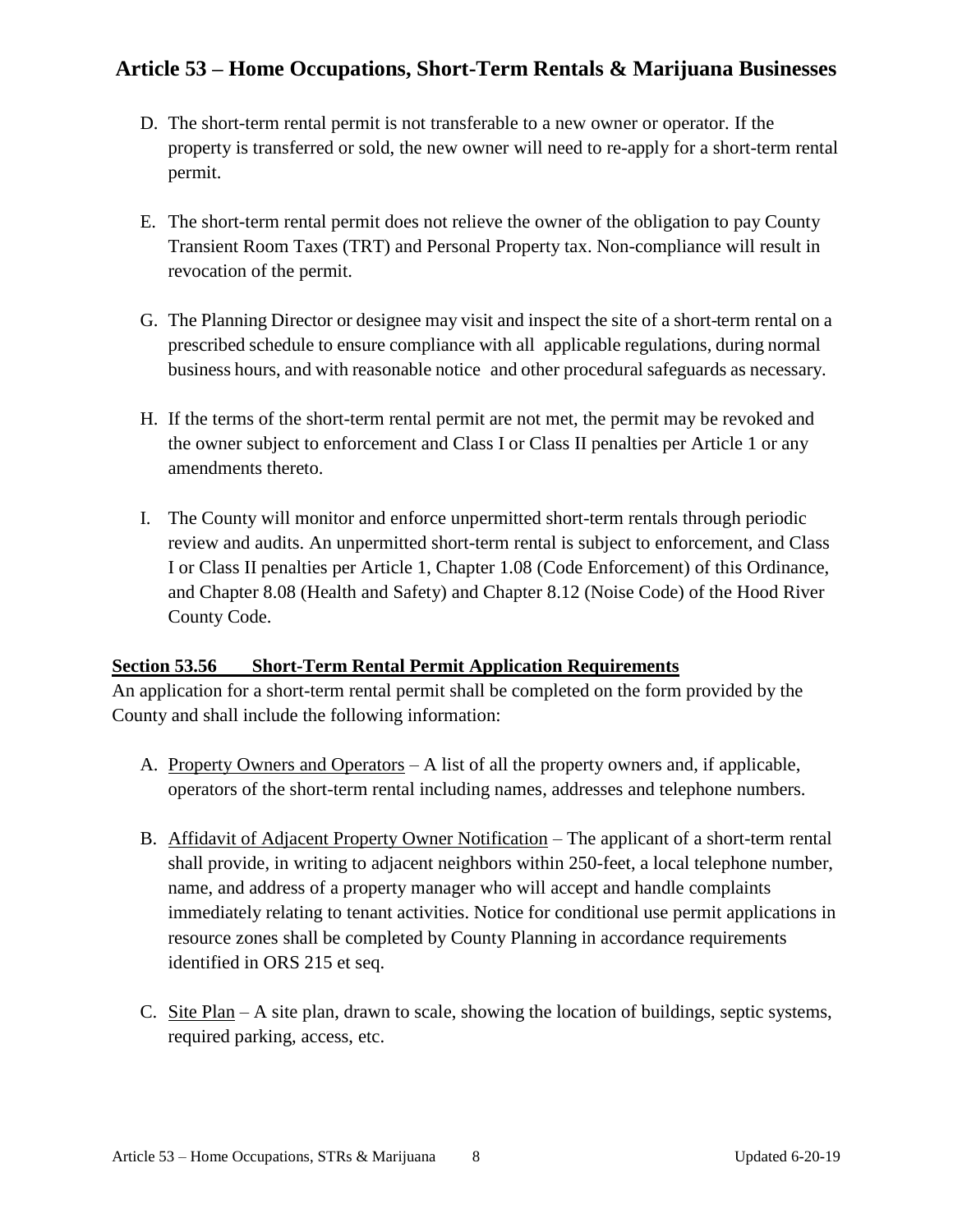D. The short-term rental permit is not transferable to a new owner or operator. If the property is transferred or sold, the new owner will need to re-apply for a short-term rental permit.

E. The short-term rental permit does not relieve the owner of the obligation to pay County Transient Room Taxes (TRT) and Personal Property tax. Non-compliance will result in revocation of the permit.

G. The Planning Director or designee may visit and inspect the site of a short-term rental on a prescribed schedule to ensure compliance with all applicable regulations, during normal business hours, and with reasonable notice and other procedural safeguards as necessary.

H. If the terms of the short-term rental permit are not met, the permit may be revoked and the owner subject to enforcement and Class I or Class II penalties per Article 1 or any amendments thereto.

I. The County will monitor and enforce unpermitted short-term rentals through periodic review and audits. An unpermitted short-term rental is subject to enforcement, and Class I or Class II penalties per Article 1, Chapter 1.08 (Code Enforcement) of this Ordinance, and Chapter 8.08 (Health and Safety) and Chapter 8.12 (Noise Code) of the Hood River County Code.

## Section 53.56 Short-Term Rental Permit Application Requirements

An application for a short-term rental permit shall be completed on the form provided by the County and shall include the following information:

A. Property Owners and Operators – A list of all the property owners and, if applicable, operators of the short-term rental including names, addresses and telephone numbers.

B. Affidavit of Adjacent Property Owner Notification – The applicant of a short-term rental shall provide, in writing to adjacent neighbors within 250-feet, a local telephone number, name, and address of a property manager who will accept and handle complaints immediately relating to tenant activities. Notice for conditional use permit applications in resource zones shall be completed by County Planning in accordance requirements identified in ORS 215 et seq.

C. Site Plan – A site plan, drawn to scale, showing the location of buildings, septic systems, required parking, access, etc.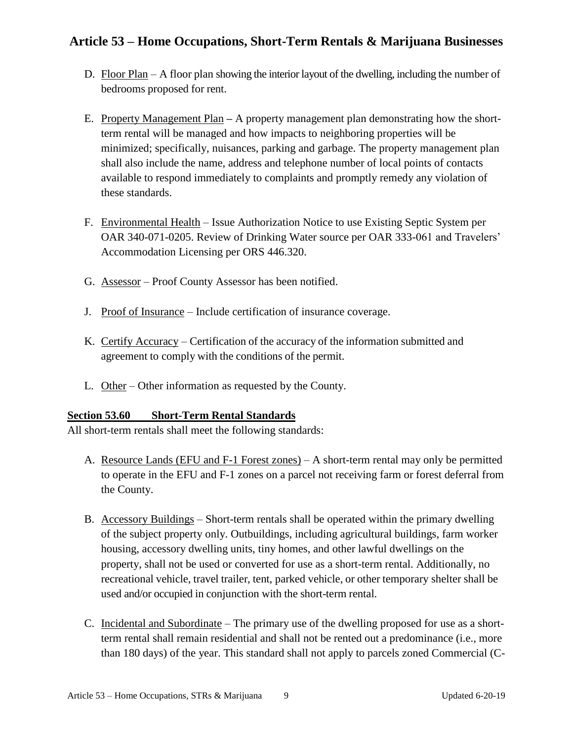D. Floor Plan – A floor plan showing the interior layout of the dwelling, including the number of bedrooms proposed for rent.

E. Property Management Plan – A property management plan demonstrating how the short-term rental will be managed and how impacts to neighboring properties will be minimized; specifically, nuisances, parking and garbage. The property management plan shall also include the name, address and telephone number of local points of contacts available to respond immediately to complaints and promptly remedy any violation of these standards.

F. Environmental Health – Issue Authorization Notice to use Existing Septic System per OAR 340-071-0205. Review of Drinking Water source per OAR 333-061 and Travelers' Accommodation Licensing per ORS 446.320.

G. Assessor – Proof County Assessor has been notified.

J. Proof of Insurance – Include certification of insurance coverage.

K. Certify Accuracy – Certification of the accuracy of the information submitted and agreement to comply with the conditions of the permit.

L. Other – Other information as requested by the County.

**Section 53.60 Short-Term Rental Standards**

All short-term rentals shall meet the following standards:

A. Resource Lands (EFU and F-1 Forest zones) – A short-term rental may only be permitted to operate in the EFU and F-1 zones on a parcel not receiving farm or forest deferral from the County.

B. Accessory Buildings – Short-term rentals shall be operated within the primary dwelling of the subject property only. Outbuildings, including agricultural buildings, farm worker housing, accessory dwelling units, tiny homes, and other lawful dwellings on the property, shall not be used or converted for use as a short-term rental. Additionally, no recreational vehicle, travel trailer, tent, parked vehicle, or other temporary shelter shall be used and/or occupied in conjunction with the short-term rental.

C. Incidental and Subordinate – The primary use of the dwelling proposed for use as a short-term rental shall remain residential and shall not be rented out a predominance (i.e., more than 180 days) of the year. This standard shall not apply to parcels zoned Commercial (C-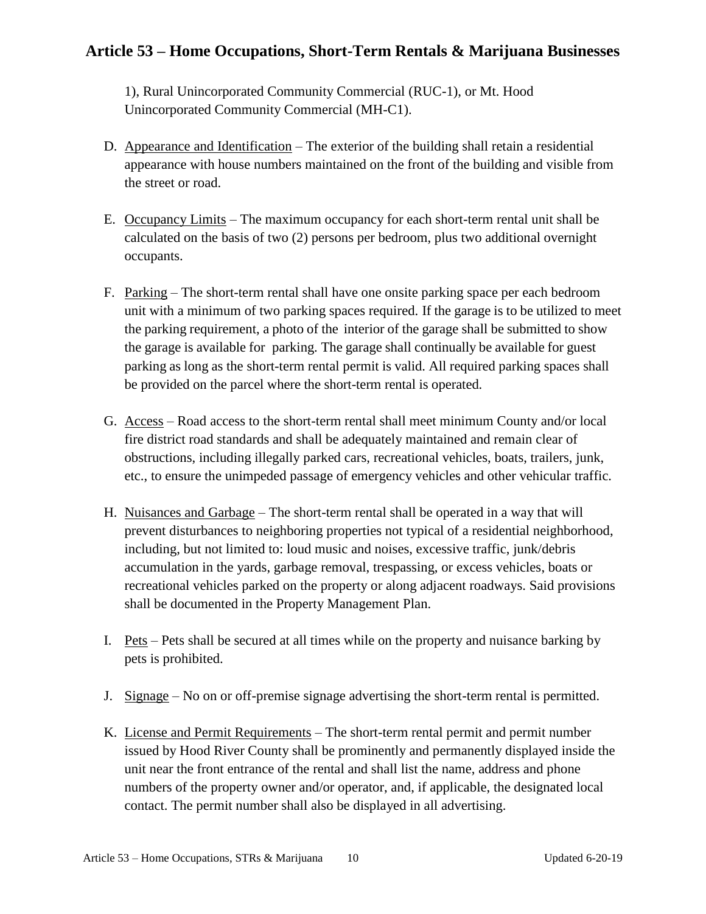1), Rural Unincorporated Community Commercial (RUC-1), or Mt. Hood Unincorporated Community Commercial (MH-C1).

D. Appearance and Identification – The exterior of the building shall retain a residential appearance with house numbers maintained on the front of the building and visible from the street or road.

E. Occupancy Limits – The maximum occupancy for each short-term rental unit shall be calculated on the basis of two (2) persons per bedroom, plus two additional overnight occupants.

F. Parking – The short-term rental shall have one onsite parking space per each bedroom unit with a minimum of two parking spaces required. If the garage is to be utilized to meet the parking requirement, a photo of the interior of the garage shall be submitted to show the garage is available for parking. The garage shall continually be available for guest parking as long as the short-term rental permit is valid. All required parking spaces shall be provided on the parcel where the short-term rental is operated.

G. Access – Road access to the short-term rental shall meet minimum County and/or local fire district road standards and shall be adequately maintained and remain clear of obstructions, including illegally parked cars, recreational vehicles, boats, trailers, junk, etc., to ensure the unimpeded passage of emergency vehicles and other vehicular traffic.

H. Nuisances and Garbage – The short-term rental shall be operated in a way that will prevent disturbances to neighboring properties not typical of a residential neighborhood, including, but not limited to: loud music and noises, excessive traffic, junk/debris accumulation in the yards, garbage removal, trespassing, or excess vehicles, boats or recreational vehicles parked on the property or along adjacent roadways. Said provisions shall be documented in the Property Management Plan.

I. Pets – Pets shall be secured at all times while on the property and nuisance barking by pets is prohibited.

J. Signage – No on or off-premise signage advertising the short-term rental is permitted.

K. License and Permit Requirements – The short-term rental permit and permit number issued by Hood River County shall be prominently and permanently displayed inside the unit near the front entrance of the rental and shall list the name, address and phone numbers of the property owner and/or operator, and, if applicable, the designated local contact. The permit number shall also be displayed in all advertising.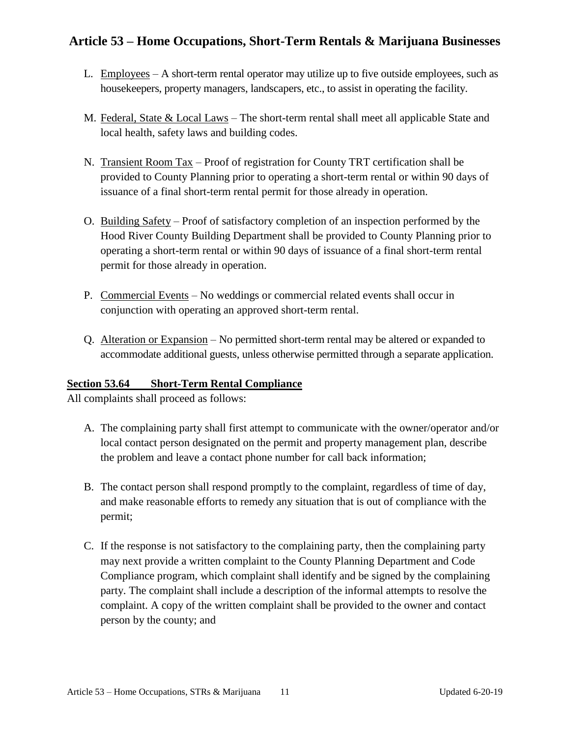L. Employees – A short-term rental operator may utilize up to five outside employees, such as housekeepers, property managers, landscapers, etc., to assist in operating the facility.

M. Federal, State & Local Laws – The short-term rental shall meet all applicable State and local health, safety laws and building codes.

N. Transient Room Tax – Proof of registration for County TRT certification shall be provided to County Planning prior to operating a short-term rental or within 90 days of issuance of a final short-term rental permit for those already in operation.

O. Building Safety – Proof of satisfactory completion of an inspection performed by the Hood River County Building Department shall be provided to County Planning prior to operating a short-term rental or within 90 days of issuance of a final short-term rental permit for those already in operation.

P. Commercial Events – No weddings or commercial related events shall occur in conjunction with operating an approved short-term rental.

Q. Alteration or Expansion – No permitted short-term rental may be altered or expanded to accommodate additional guests, unless otherwise permitted through a separate application.

**Section 53.64 Short-Term Rental Compliance**

All complaints shall proceed as follows:

A. The complaining party shall first attempt to communicate with the owner/operator and/or local contact person designated on the permit and property management plan, describe the problem and leave a contact phone number for call back information;

B. The contact person shall respond promptly to the complaint, regardless of time of day, and make reasonable efforts to remedy any situation that is out of compliance with the permit;

C. If the response is not satisfactory to the complaining party, then the complaining party may next provide a written complaint to the County Planning Department and Code Compliance program, which complaint shall identify and be signed by the complaining party. The complaint shall include a description of the informal attempts to resolve the complaint. A copy of the written complaint shall be provided to the owner and contact person by the county; and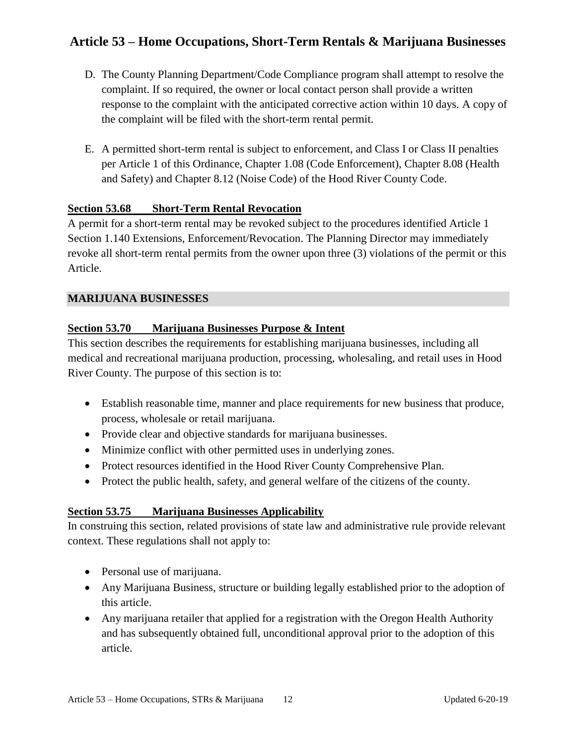D. The County Planning Department/Code Compliance program shall attempt to resolve the complaint. If so required, the owner or local contact person shall provide a written response to the complaint with the anticipated corrective action within 10 days. A copy of the complaint will be filed with the short-term rental permit.

E. A permitted short-term rental is subject to enforcement, and Class I or Class II penalties per Article 1 of this Ordinance, Chapter 1.08 (Code Enforcement), Chapter 8.08 (Health and Safety) and Chapter 8.12 (Noise Code) of the Hood River County Code.

### Section 53.68 Short-Term Rental Revocation

A permit for a short-term rental may be revoked subject to the procedures identified Article 1 Section 1.140 Extensions, Enforcement/Revocation. The Planning Director may immediately revoke all short-term rental permits from the owner upon three (3) violations of the permit or this Article.

## MARIJUANA BUSINESSES

### Section 53.70 Marijuana Businesses Purpose & Intent

This section describes the requirements for establishing marijuana businesses, including all medical and recreational marijuana production, processing, wholesaling, and retail uses in Hood River County. The purpose of this section is to:

- Establish reasonable time, manner and place requirements for new business that produce, process, wholesale or retail marijuana.
- Provide clear and objective standards for marijuana businesses.
- Minimize conflict with other permitted uses in underlying zones.
- Protect resources identified in the Hood River County Comprehensive Plan.
- Protect the public health, safety, and general welfare of the citizens of the county.

### Section 53.75 Marijuana Businesses Applicability

In construing this section, related provisions of state law and administrative rule provide relevant context. These regulations shall not apply to:

- Personal use of marijuana.
- Any Marijuana Business, structure or building legally established prior to the adoption of this article.
- Any marijuana retailer that applied for a registration with the Oregon Health Authority and has subsequently obtained full, unconditional approval prior to the adoption of this article.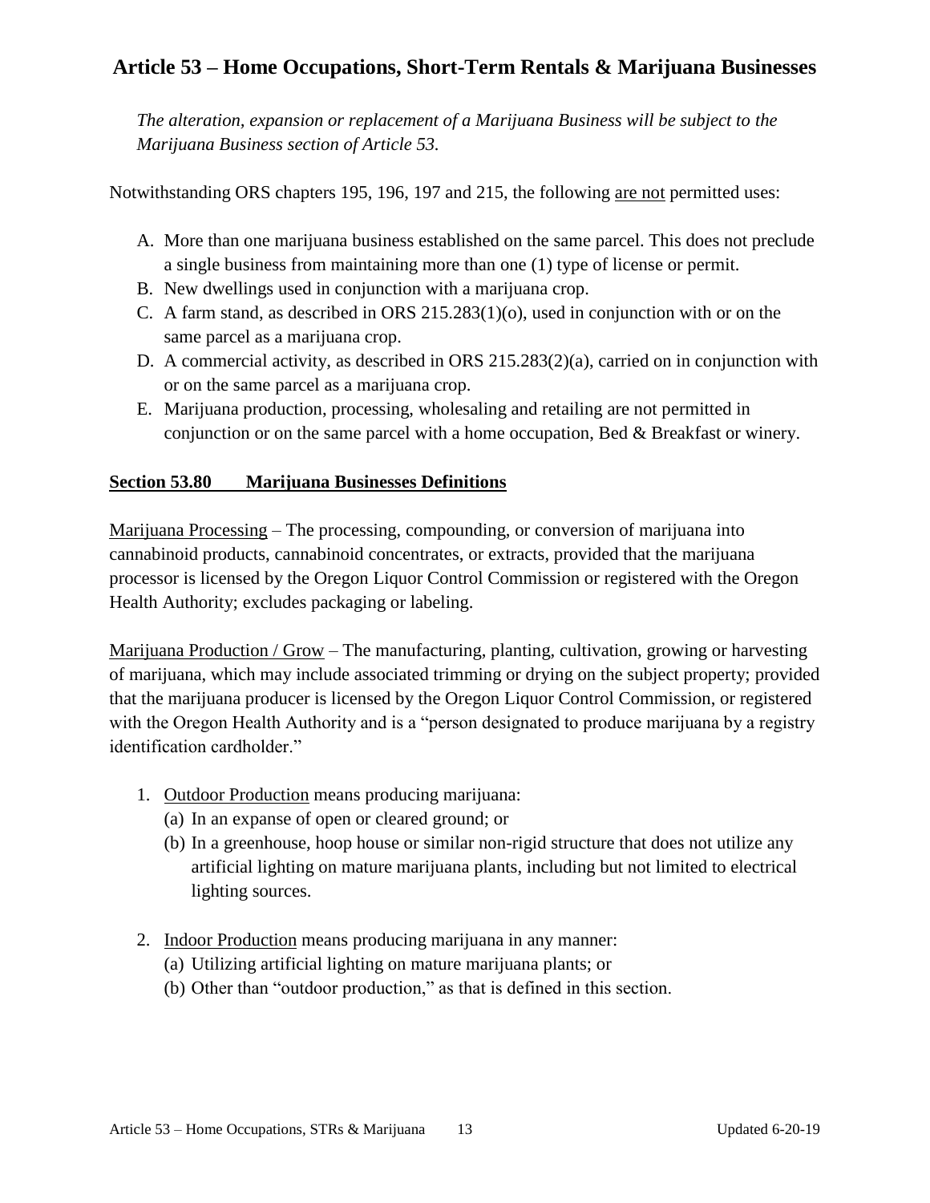## Article 53 – Home Occupations, Short-Term Rentals & Marijuana Businesses

*The alteration, expansion or replacement of a Marijuana Business will be subject to the Marijuana Business section of Article 53.*

Notwithstanding ORS chapters 195, 196, 197 and 215, the following <u>are not</u> permitted uses:

A. More than one marijuana business established on the same parcel. This does not preclude a single business from maintaining more than one (1) type of license or permit.
B. New dwellings used in conjunction with a marijuana crop.
C. A farm stand, as described in ORS 215.283(1)(o), used in conjunction with or on the same parcel as a marijuana crop.
D. A commercial activity, as described in ORS 215.283(2)(a), carried on in conjunction with or on the same parcel as a marijuana crop.
E. Marijuana production, processing, wholesaling and retailing are not permitted in conjunction or on the same parcel with a home occupation, Bed & Breakfast or winery.

### <u>Section 53.80 Marijuana Businesses Definitions</u>

<u>Marijuana Processing</u> – The processing, compounding, or conversion of marijuana into cannabinoid products, cannabinoid concentrates, or extracts, provided that the marijuana processor is licensed by the Oregon Liquor Control Commission or registered with the Oregon Health Authority; excludes packaging or labeling.

<u>Marijuana Production / Grow</u> – The manufacturing, planting, cultivation, growing or harvesting of marijuana, which may include associated trimming or drying on the subject property; provided that the marijuana producer is licensed by the Oregon Liquor Control Commission, or registered with the Oregon Health Authority and is a "person designated to produce marijuana by a registry identification cardholder."

1. <u>Outdoor Production</u> means producing marijuana:
   (a) In an expanse of open or cleared ground; or
   (b) In a greenhouse, hoop house or similar non-rigid structure that does not utilize any artificial lighting on mature marijuana plants, including but not limited to electrical lighting sources.

2. <u>Indoor Production</u> means producing marijuana in any manner:
   (a) Utilizing artificial lighting on mature marijuana plants; or
   (b) Other than "outdoor production," as that is defined in this section.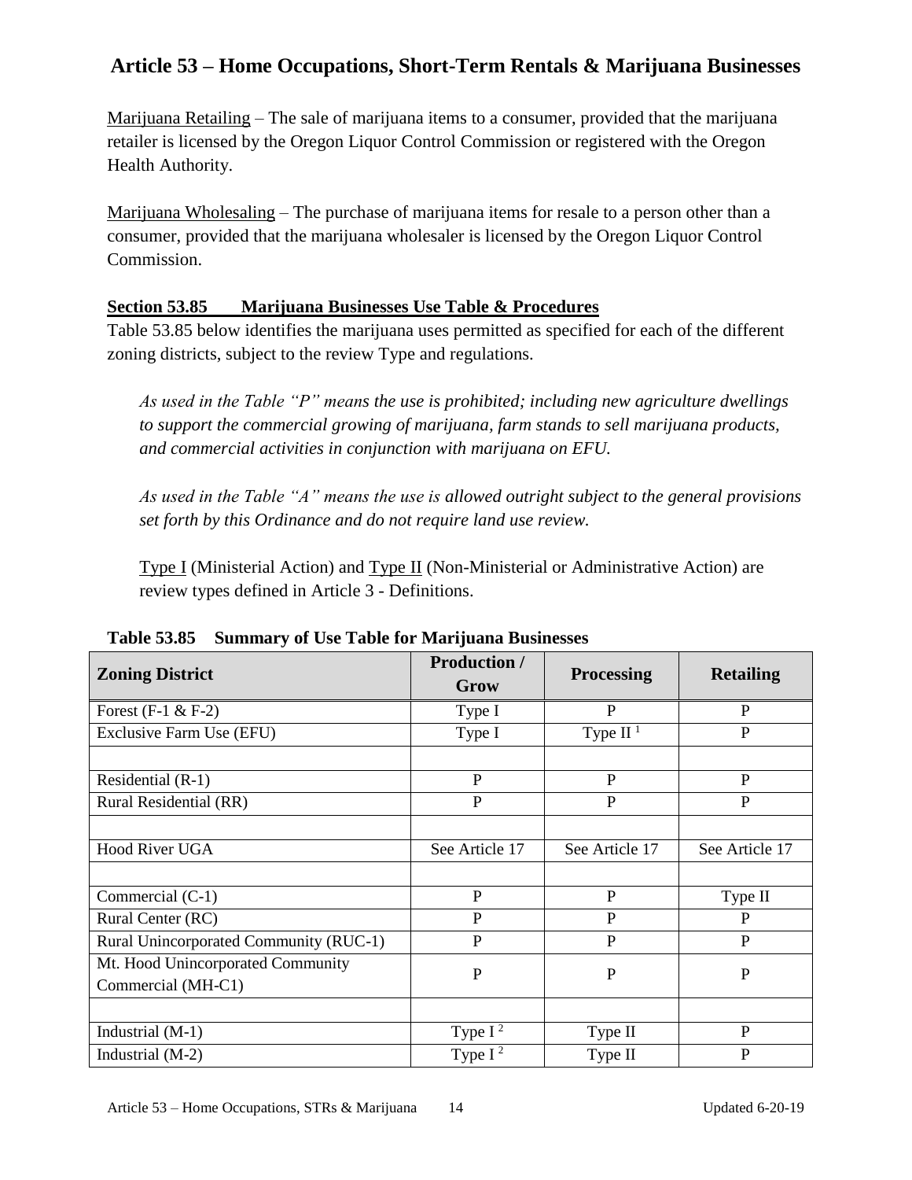## Article 53 – Home Occupations, Short-Term Rentals & Marijuana Businesses

Marijuana Retailing – The sale of marijuana items to a consumer, provided that the marijuana retailer is licensed by the Oregon Liquor Control Commission or registered with the Oregon Health Authority.

Marijuana Wholesaling – The purchase of marijuana items for resale to a person other than a consumer, provided that the marijuana wholesaler is licensed by the Oregon Liquor Control Commission.

### Section 53.85 Marijuana Businesses Use Table & Procedures

Table 53.85 below identifies the marijuana uses permitted as specified for each of the different zoning districts, subject to the review Type and regulations.

*As used in the Table "P" means the use is prohibited; including new agriculture dwellings to support the commercial growing of marijuana, farm stands to sell marijuana products, and commercial activities in conjunction with marijuana on EFU.*

*As used in the Table "A" means the use is allowed outright subject to the general provisions set forth by this Ordinance and do not require land use review.*

Type I (Ministerial Action) and Type II (Non-Ministerial or Administrative Action) are review types defined in Article 3 - Definitions.

**Table 53.85 Summary of Use Table for Marijuana Businesses**

| Zoning District | Production / Grow | Processing | Retailing |
|---|---|---|---|
| Forest (F-1 & F-2) | Type I | P | P |
| Exclusive Farm Use (EFU) | Type I | Type II [1] | P |
| | | | |
| Residential (R-1) | P | P | P |
| Rural Residential (RR) | P | P | P |
| | | | |
| Hood River UGA | See Article 17 | See Article 17 | See Article 17 |
| | | | |
| Commercial (C-1) | P | P | Type II |
| Rural Center (RC) | P | P | P |
| Rural Unincorporated Community (RUC-1) | P | P | P |
| Mt. Hood Unincorporated Community Commercial (MH-C1) | P | P | P |
| | | | |
| Industrial (M-1) | Type I [2] | Type II | P |
| Industrial (M-2) | Type I [2] | Type II | P |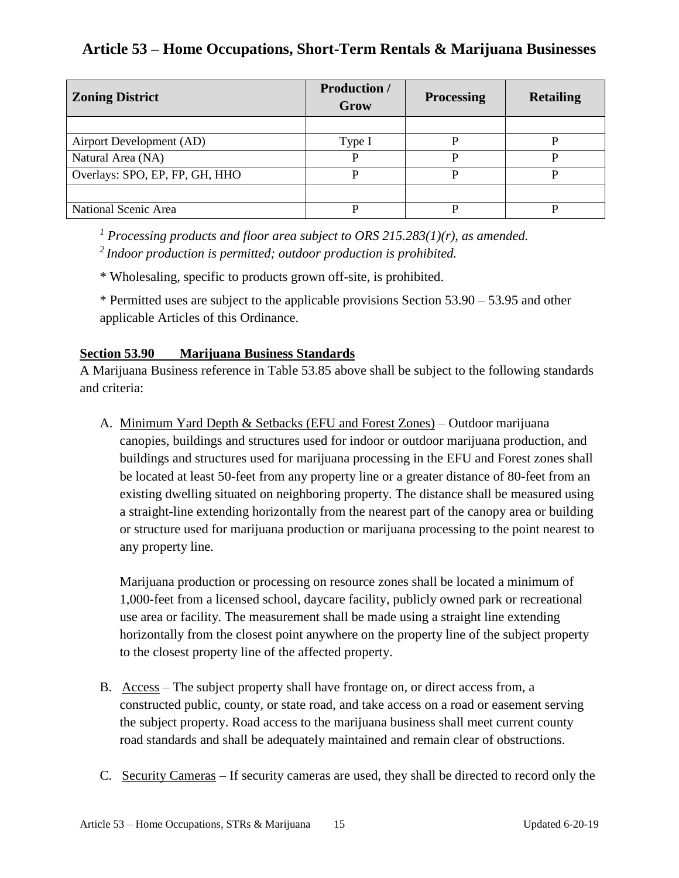# Article 53 – Home Occupations, Short-Term Rentals & Marijuana Businesses

| Zoning District | Production / Grow | Processing | Retailing |
|---|---|---|---|
| | | | |
| Airport Development (AD) | Type I | P | P |
| Natural Area (NA) | P | P | P |
| Overlays: SPO, EP, FP, GH, HHO | P | P | P |
| | | | |
| National Scenic Area | P | P | P |

*[1] Processing products and floor area subject to ORS 215.283(1)(r), as amended.*

*[2] Indoor production is permitted; outdoor production is prohibited.*

* Wholesaling, specific to products grown off-site, is prohibited.

* Permitted uses are subject to the applicable provisions Section 53.90 – 53.95 and other applicable Articles of this Ordinance.

**Section 53.90 Marijuana Business Standards**

A Marijuana Business reference in Table 53.85 above shall be subject to the following standards and criteria:

A. Minimum Yard Depth & Setbacks (EFU and Forest Zones) – Outdoor marijuana canopies, buildings and structures used for indoor or outdoor marijuana production, and buildings and structures used for marijuana processing in the EFU and Forest zones shall be located at least 50-feet from any property line or a greater distance of 80-feet from an existing dwelling situated on neighboring property. The distance shall be measured using a straight-line extending horizontally from the nearest part of the canopy area or building or structure used for marijuana production or marijuana processing to the point nearest to any property line.

   Marijuana production or processing on resource zones shall be located a minimum of 1,000-feet from a licensed school, daycare facility, publicly owned park or recreational use area or facility. The measurement shall be made using a straight line extending horizontally from the closest point anywhere on the property line of the subject property to the closest property line of the affected property.

B. Access – The subject property shall have frontage on, or direct access from, a constructed public, county, or state road, and take access on a road or easement serving the subject property. Road access to the marijuana business shall meet current county road standards and shall be adequately maintained and remain clear of obstructions.

C. Security Cameras – If security cameras are used, they shall be directed to record only the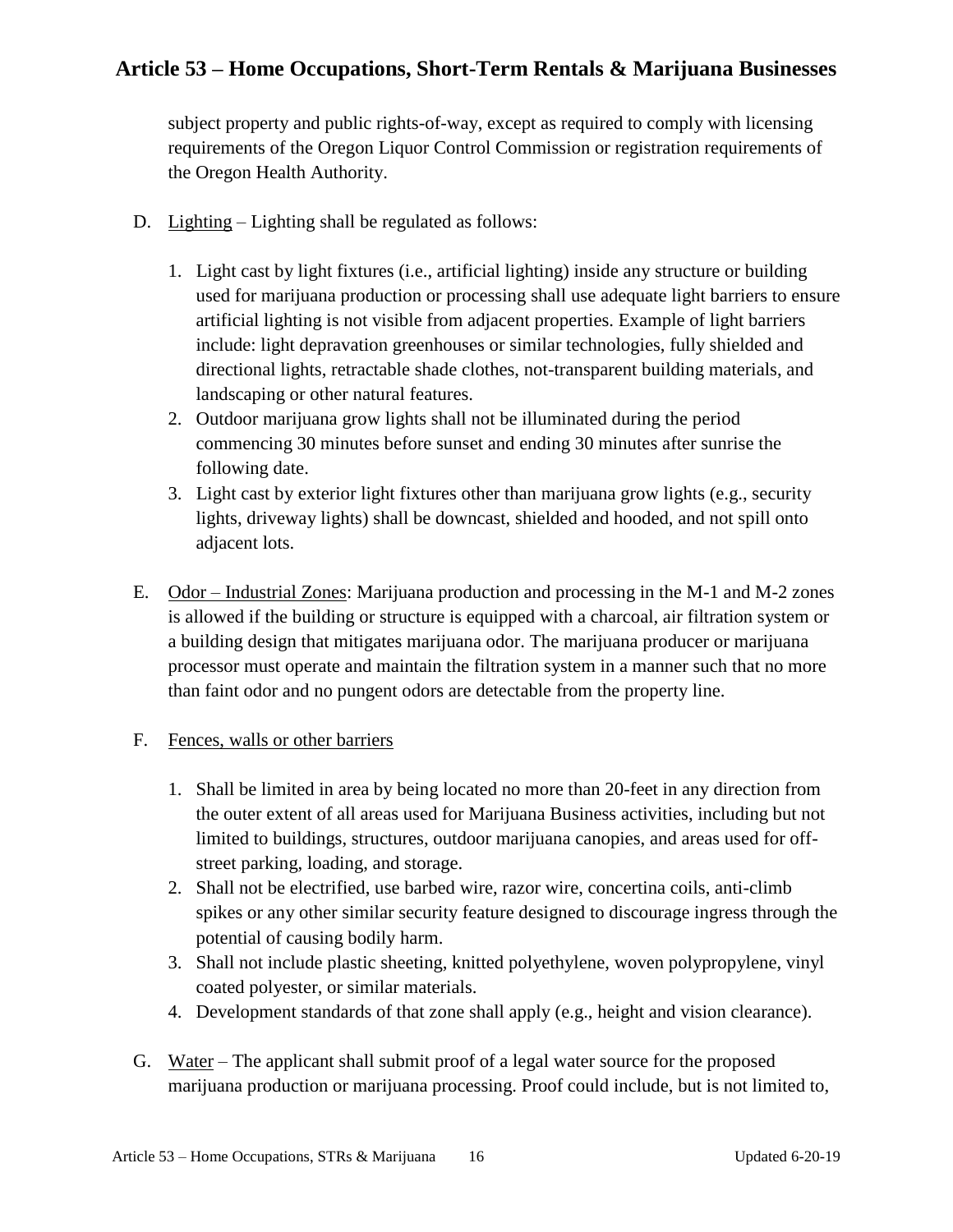subject property and public rights-of-way, except as required to comply with licensing requirements of the Oregon Liquor Control Commission or registration requirements of the Oregon Health Authority.

D. Lighting – Lighting shall be regulated as follows:

   1. Light cast by light fixtures (i.e., artificial lighting) inside any structure or building used for marijuana production or processing shall use adequate light barriers to ensure artificial lighting is not visible from adjacent properties. Example of light barriers include: light depravation greenhouses or similar technologies, fully shielded and directional lights, retractable shade clothes, not-transparent building materials, and landscaping or other natural features.
   2. Outdoor marijuana grow lights shall not be illuminated during the period commencing 30 minutes before sunset and ending 30 minutes after sunrise the following date.
   3. Light cast by exterior light fixtures other than marijuana grow lights (e.g., security lights, driveway lights) shall be downcast, shielded and hooded, and not spill onto adjacent lots.

E. Odor – Industrial Zones: Marijuana production and processing in the M-1 and M-2 zones is allowed if the building or structure is equipped with a charcoal, air filtration system or a building design that mitigates marijuana odor. The marijuana producer or marijuana processor must operate and maintain the filtration system in a manner such that no more than faint odor and no pungent odors are detectable from the property line.

F. Fences, walls or other barriers

   1. Shall be limited in area by being located no more than 20-feet in any direction from the outer extent of all areas used for Marijuana Business activities, including but not limited to buildings, structures, outdoor marijuana canopies, and areas used for off-street parking, loading, and storage.
   2. Shall not be electrified, use barbed wire, razor wire, concertina coils, anti-climb spikes or any other similar security feature designed to discourage ingress through the potential of causing bodily harm.
   3. Shall not include plastic sheeting, knitted polyethylene, woven polypropylene, vinyl coated polyester, or similar materials.
   4. Development standards of that zone shall apply (e.g., height and vision clearance).

G. Water – The applicant shall submit proof of a legal water source for the proposed marijuana production or marijuana processing. Proof could include, but is not limited to,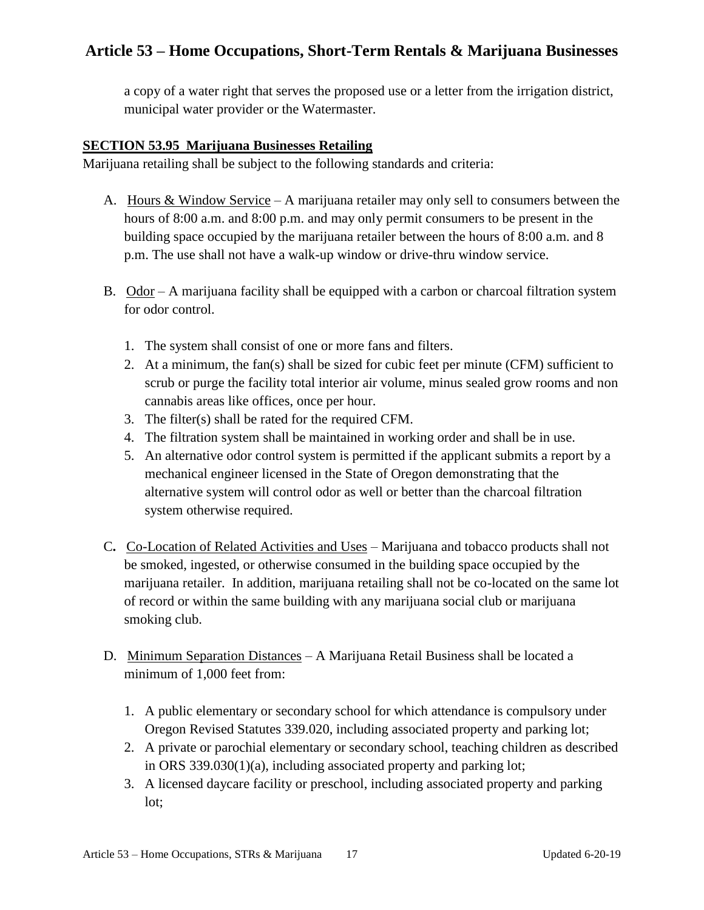a copy of a water right that serves the proposed use or a letter from the irrigation district, municipal water provider or the Watermaster.

**SECTION 53.95 Marijuana Businesses Retailing**

Marijuana retailing shall be subject to the following standards and criteria:

A. Hours & Window Service – A marijuana retailer may only sell to consumers between the hours of 8:00 a.m. and 8:00 p.m. and may only permit consumers to be present in the building space occupied by the marijuana retailer between the hours of 8:00 a.m. and 8 p.m. The use shall not have a walk-up window or drive-thru window service.

B. Odor – A marijuana facility shall be equipped with a carbon or charcoal filtration system for odor control.

   1. The system shall consist of one or more fans and filters.
   2. At a minimum, the fan(s) shall be sized for cubic feet per minute (CFM) sufficient to scrub or purge the facility total interior air volume, minus sealed grow rooms and non cannabis areas like offices, once per hour.
   3. The filter(s) shall be rated for the required CFM.
   4. The filtration system shall be maintained in working order and shall be in use.
   5. An alternative odor control system is permitted if the applicant submits a report by a mechanical engineer licensed in the State of Oregon demonstrating that the alternative system will control odor as well or better than the charcoal filtration system otherwise required.

C. Co-Location of Related Activities and Uses – Marijuana and tobacco products shall not be smoked, ingested, or otherwise consumed in the building space occupied by the marijuana retailer. In addition, marijuana retailing shall not be co-located on the same lot of record or within the same building with any marijuana social club or marijuana smoking club.

D. Minimum Separation Distances – A Marijuana Retail Business shall be located a minimum of 1,000 feet from:

   1. A public elementary or secondary school for which attendance is compulsory under Oregon Revised Statutes 339.020, including associated property and parking lot;
   2. A private or parochial elementary or secondary school, teaching children as described in ORS 339.030(1)(a), including associated property and parking lot;
   3. A licensed daycare facility or preschool, including associated property and parking lot;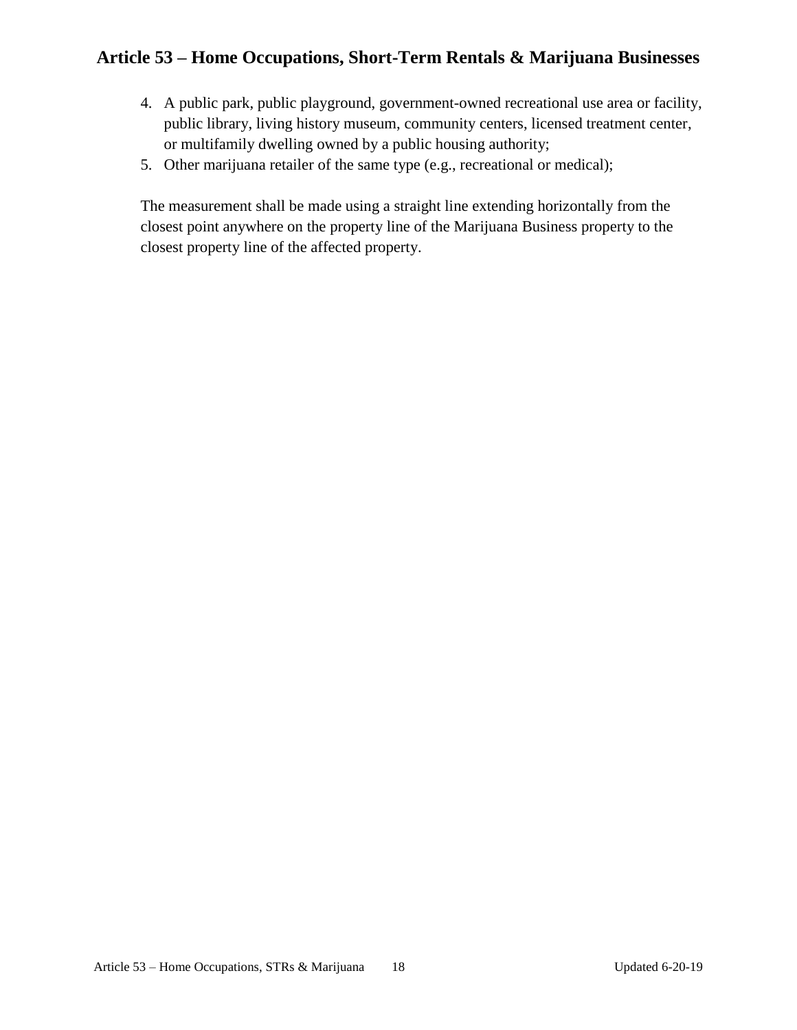4. A public park, public playground, government-owned recreational use area or facility, public library, living history museum, community centers, licensed treatment center, or multifamily dwelling owned by a public housing authority;
5. Other marijuana retailer of the same type (e.g., recreational or medical);

The measurement shall be made using a straight line extending horizontally from the closest point anywhere on the property line of the Marijuana Business property to the closest property line of the affected property.